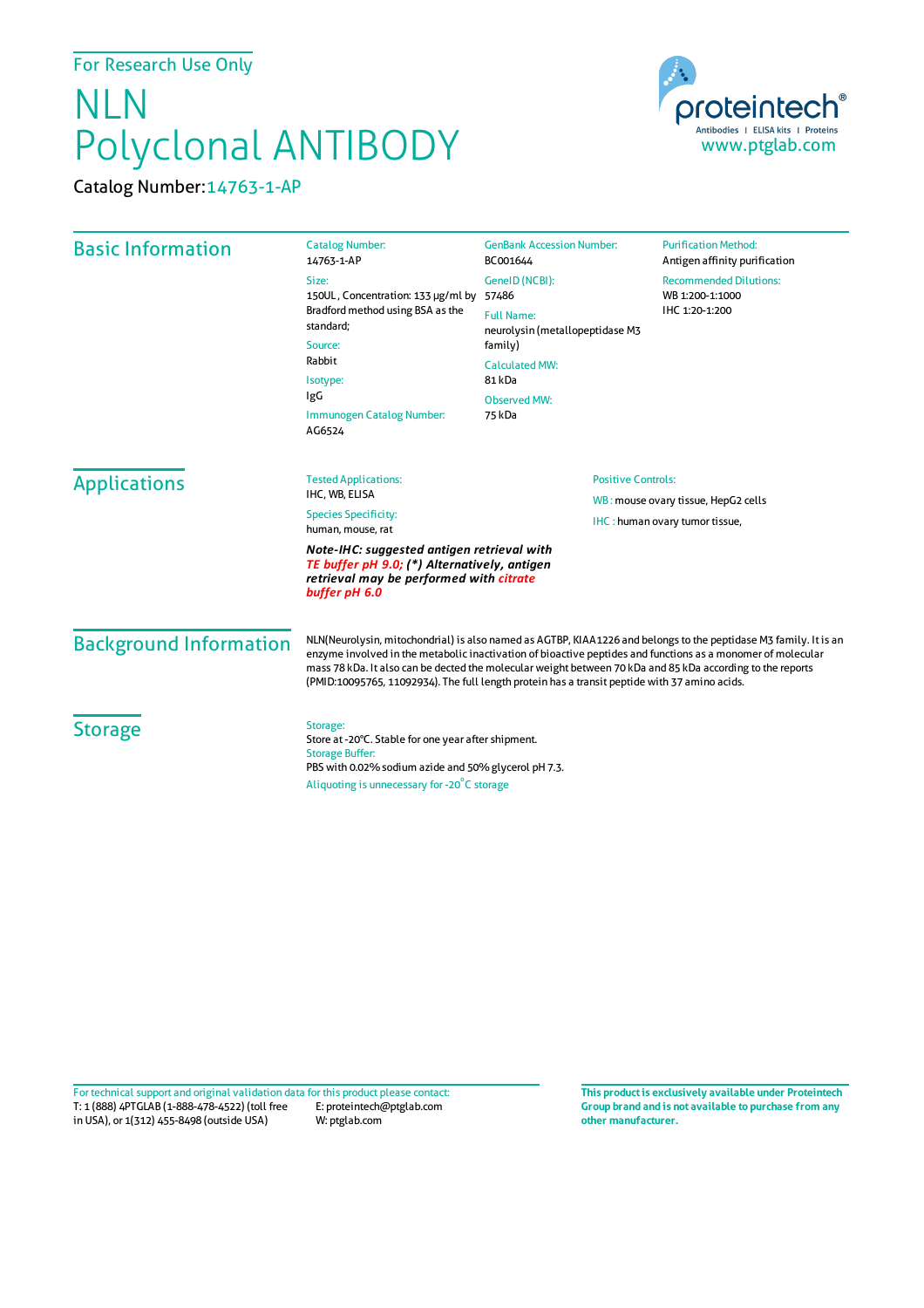For Research Use Only

# NLN Polyclonal ANTIBODY

Catalog Number: 14763-1-AP

proteintech® Antibodies | ELISA kits | Proteins
www.ptglab.com

## Basic Information

**Catalog Number:**
14763-1-AP

**Size:**
150UL, Concentration: 133 μg/ml by Bradford method using BSA as the standard;

**Source:**
Rabbit

**Isotype:**
IgG

**Immunogen Catalog Number:**
AG6524

**GenBank Accession Number:**
BC001644

**GeneID (NCBI):**
57486

**Full Name:**
neurolysin (metallopeptidase M3 family)

**Calculated MW:**
81 kDa

**Observed MW:**
75 kDa

**Purification Method:**
Antigen affinity purification

**Recommended Dilutions:**
WB 1:200-1:1000
IHC 1:20-1:200

## Applications

**Tested Applications:**
IHC, WB, ELISA

**Species Specificity:**
human, mouse, rat

***Note-IHC: suggested antigen retrieval with TE buffer pH 9.0; (*) Alternatively, antigen retrieval may be performed with citrate buffer pH 6.0***

**Positive Controls:**

WB : mouse ovary tissue, HepG2 cells

IHC : human ovary tumor tissue,

## Background Information

NLN(Neurolysin, mitochondrial) is also named as AGTBP, KIAA1226 and belongs to the peptidase M3 family. It is an enzyme involved in the metabolic inactivation of bioactive peptides and functions as a monomer of molecular mass 78 kDa. It also can be dected the molecular weight between 70 kDa and 85 kDa according to the reports (PMID:10095765, 11092934). The full length protein has a transit peptide with 37 amino acids.

## Storage

**Storage:**
Store at -20°C. Stable for one year after shipment.

**Storage Buffer:**
PBS with 0.02% sodium azide and 50% glycerol pH 7.3.

Aliquoting is unnecessary for -20°C storage

For technical support and original validation data for this product please contact:
T: 1 (888) 4PTGLAB (1-888-478-4522) (toll free in USA), or 1(312) 455-8498 (outside USA)
E: proteintech@ptglab.com
W: ptglab.com

**This product is exclusively available under Proteintech Group brand and is not available to purchase from any other manufacturer.**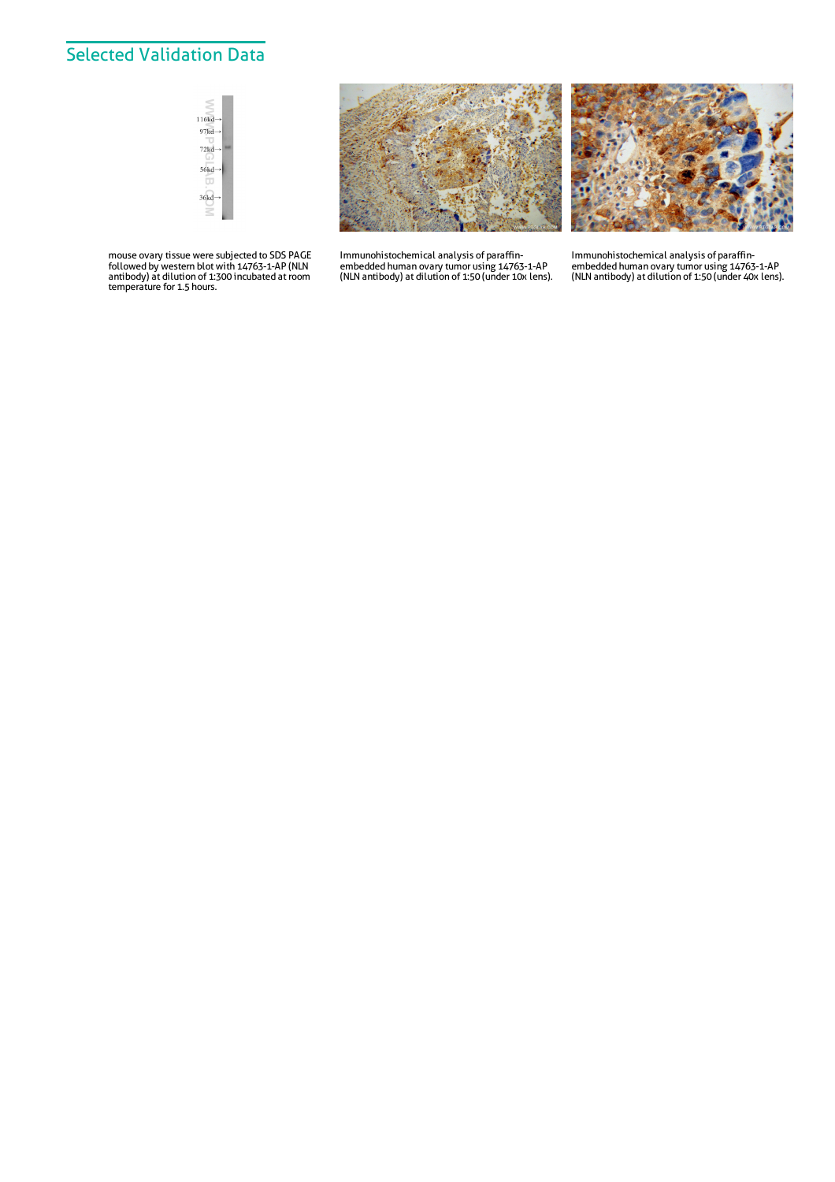## Selected Validation Data

116kd→
97kd→
72kd→
56kd→
36kd→

mouse ovary tissue were subjected to SDS PAGE followed by western blot with 14763-1-AP (NLN antibody) at dilution of 1:300 incubated at room temperature for 1.5 hours.

Immunohistochemical analysis of paraffin-embedded human ovary tumor using 14763-1-AP (NLN antibody) at dilution of 1:50 (under 10x lens).

Immunohistochemical analysis of paraffin-embedded human ovary tumor using 14763-1-AP (NLN antibody) at dilution of 1:50 (under 40x lens).